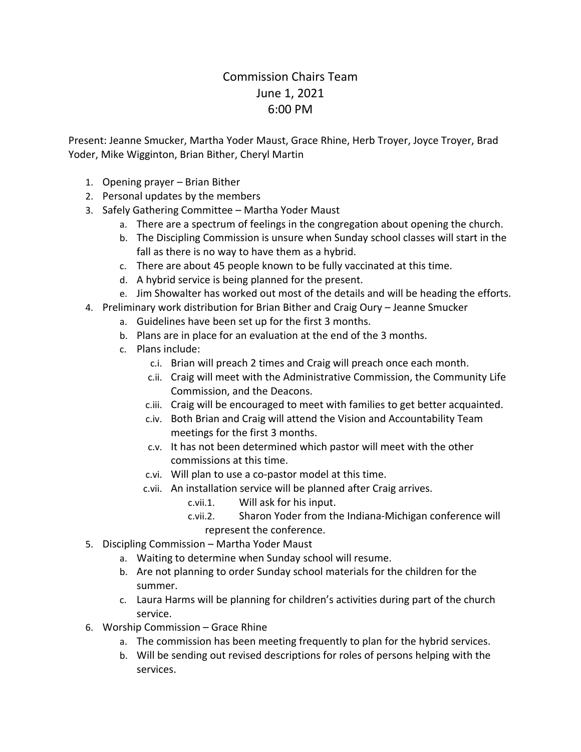# Commission Chairs Team
# June 1, 2021
# 6:00 PM

Present: Jeanne Smucker, Martha Yoder Maust, Grace Rhine, Herb Troyer, Joyce Troyer, Brad Yoder, Mike Wigginton, Brian Bither, Cheryl Martin

1. Opening prayer – Brian Bither
2. Personal updates by the members
3. Safely Gathering Committee – Martha Yoder Maust
   a. There are a spectrum of feelings in the congregation about opening the church.
   b. The Discipling Commission is unsure when Sunday school classes will start in the fall as there is no way to have them as a hybrid.
   c. There are about 45 people known to be fully vaccinated at this time.
   d. A hybrid service is being planned for the present.
   e. Jim Showalter has worked out most of the details and will be heading the efforts.
4. Preliminary work distribution for Brian Bither and Craig Oury – Jeanne Smucker
   a. Guidelines have been set up for the first 3 months.
   b. Plans are in place for an evaluation at the end of the 3 months.
   c. Plans include:
      c.i. Brian will preach 2 times and Craig will preach once each month.
      c.ii. Craig will meet with the Administrative Commission, the Community Life Commission, and the Deacons.
      c.iii. Craig will be encouraged to meet with families to get better acquainted.
      c.iv. Both Brian and Craig will attend the Vision and Accountability Team meetings for the first 3 months.
      c.v. It has not been determined which pastor will meet with the other commissions at this time.
      c.vi. Will plan to use a co-pastor model at this time.
      c.vii. An installation service will be planned after Craig arrives.
         c.vii.1. Will ask for his input.
         c.vii.2. Sharon Yoder from the Indiana-Michigan conference will represent the conference.
5. Discipling Commission – Martha Yoder Maust
   a. Waiting to determine when Sunday school will resume.
   b. Are not planning to order Sunday school materials for the children for the summer.
   c. Laura Harms will be planning for children's activities during part of the church service.
6. Worship Commission – Grace Rhine
   a. The commission has been meeting frequently to plan for the hybrid services.
   b. Will be sending out revised descriptions for roles of persons helping with the services.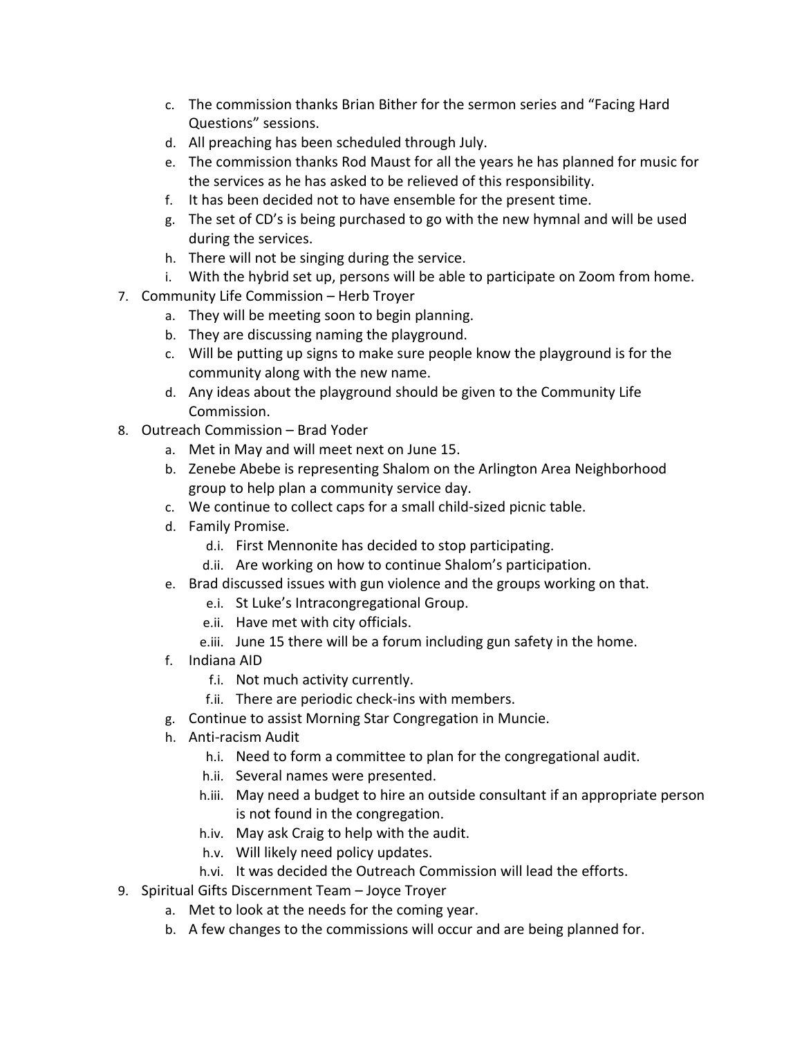c. The commission thanks Brian Bither for the sermon series and "Facing Hard Questions" sessions.
   d. All preaching has been scheduled through July.
   e. The commission thanks Rod Maust for all the years he has planned for music for the services as he has asked to be relieved of this responsibility.
   f. It has been decided not to have ensemble for the present time.
   g. The set of CD's is being purchased to go with the new hymnal and will be used during the services.
   h. There will not be singing during the service.
   i. With the hybrid set up, persons will be able to participate on Zoom from home.

7. Community Life Commission – Herb Troyer
   a. They will be meeting soon to begin planning.
   b. They are discussing naming the playground.
   c. Will be putting up signs to make sure people know the playground is for the community along with the new name.
   d. Any ideas about the playground should be given to the Community Life Commission.

8. Outreach Commission – Brad Yoder
   a. Met in May and will meet next on June 15.
   b. Zenebe Abebe is representing Shalom on the Arlington Area Neighborhood group to help plan a community service day.
   c. We continue to collect caps for a small child-sized picnic table.
   d. Family Promise.
      - d.i. First Mennonite has decided to stop participating.
      - d.ii. Are working on how to continue Shalom's participation.
   e. Brad discussed issues with gun violence and the groups working on that.
      - e.i. St Luke's Intracongregational Group.
      - e.ii. Have met with city officials.
      - e.iii. June 15 there will be a forum including gun safety in the home.
   f. Indiana AID
      - f.i. Not much activity currently.
      - f.ii. There are periodic check-ins with members.
   g. Continue to assist Morning Star Congregation in Muncie.
   h. Anti-racism Audit
      - h.i. Need to form a committee to plan for the congregational audit.
      - h.ii. Several names were presented.
      - h.iii. May need a budget to hire an outside consultant if an appropriate person is not found in the congregation.
      - h.iv. May ask Craig to help with the audit.
      - h.v. Will likely need policy updates.
      - h.vi. It was decided the Outreach Commission will lead the efforts.

9. Spiritual Gifts Discernment Team – Joyce Troyer
   a. Met to look at the needs for the coming year.
   b. A few changes to the commissions will occur and are being planned for.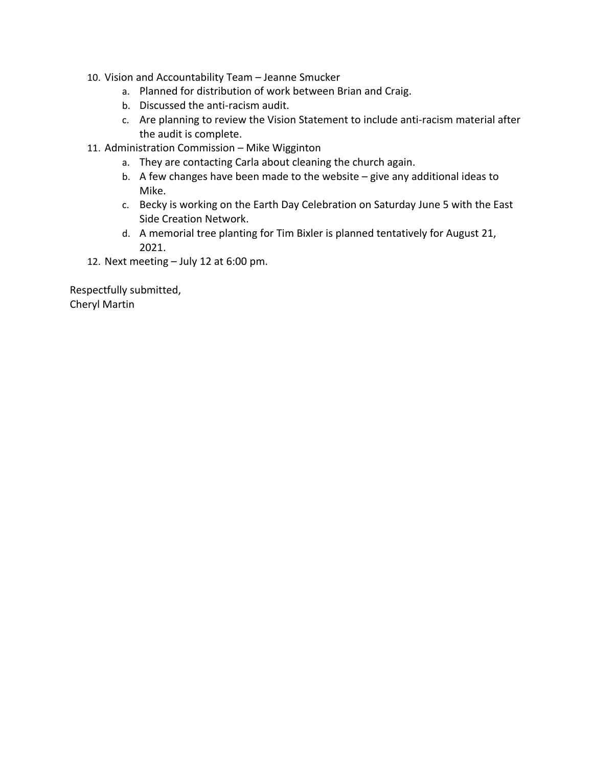10. Vision and Accountability Team – Jeanne Smucker
    a. Planned for distribution of work between Brian and Craig.
    b. Discussed the anti-racism audit.
    c. Are planning to review the Vision Statement to include anti-racism material after the audit is complete.
11. Administration Commission – Mike Wigginton
    a. They are contacting Carla about cleaning the church again.
    b. A few changes have been made to the website – give any additional ideas to Mike.
    c. Becky is working on the Earth Day Celebration on Saturday June 5 with the East Side Creation Network.
    d. A memorial tree planting for Tim Bixler is planned tentatively for August 21, 2021.
12. Next meeting – July 12 at 6:00 pm.

Respectfully submitted,
Cheryl Martin